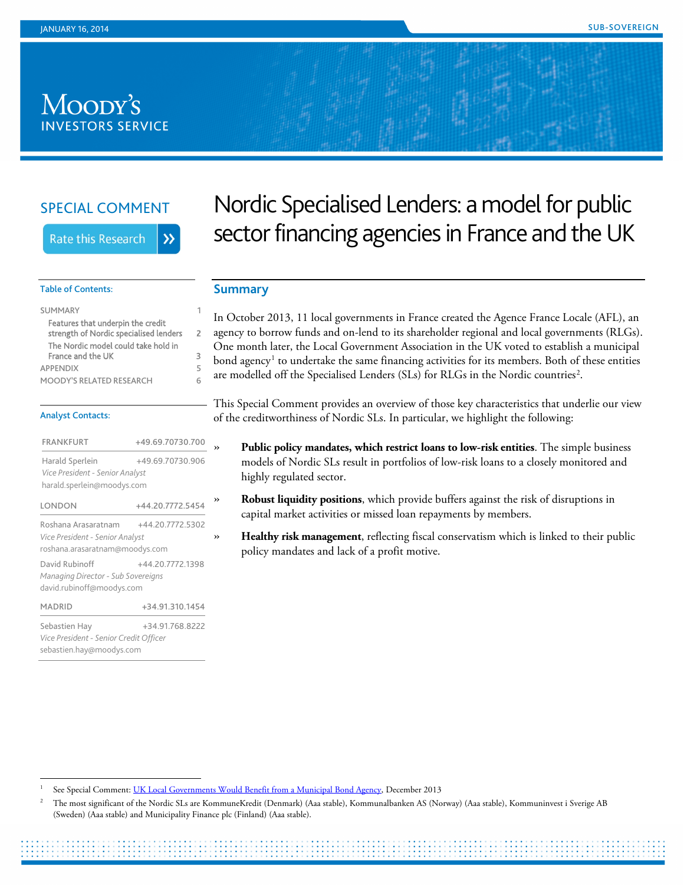JANUARY 16, 2014

SUB-SOVEREIGN

SPECIAL COMMENT

# Nordic Specialised Lenders: a model for public sector financing agencies in France and the UK

**Table of Contents:**

| | |
|---|---|
| SUMMARY | 1 |
| Features that underpin the credit strength of Nordic specialised lenders | 2 |
| The Nordic model could take hold in France and the UK | 3 |
| APPENDIX | 5 |
| MOODY'S RELATED RESEARCH | 6 |

**Analyst Contacts:**

| | |
|---|---|
| FRANKFURT | +49.69.70730.700 |
| Harald Sperlein | +49.69.70730.906 |
| *Vice President - Senior Analyst* | |
| harald.sperlein@moodys.com | |
| LONDON | +44.20.7772.5454 |
| Roshana Arasaratnam | +44.20.7772.5302 |
| *Vice President - Senior Analyst* | |
| roshana.arasaratnam@moodys.com | |
| David Rubinoff | +44.20.7772.1398 |
| *Managing Director - Sub Sovereigns* | |
| david.rubinoff@moodys.com | |
| MADRID | +34.91.310.1454 |
| Sebastien Hay | +34.91.768.8222 |
| *Vice President - Senior Credit Officer* | |
| sebastien.hay@moodys.com | |

## Summary

In October 2013, 11 local governments in France created the Agence France Locale (AFL), an agency to borrow funds and on-lend to its shareholder regional and local governments (RLGs). One month later, the Local Government Association in the UK voted to establish a municipal bond agency[1] to undertake the same financing activities for its members. Both of these entities are modelled off the Specialised Lenders (SLs) for RLGs in the Nordic countries[2].

This Special Comment provides an overview of those key characteristics that underlie our view of the creditworthiness of Nordic SLs. In particular, we highlight the following:

» **Public policy mandates, which restrict loans to low-risk entities**. The simple business models of Nordic SLs result in portfolios of low-risk loans to a closely monitored and highly regulated sector.

» **Robust liquidity positions**, which provide buffers against the risk of disruptions in capital market activities or missed loan repayments by members.

» **Healthy risk management**, reflecting fiscal conservatism which is linked to their public policy mandates and lack of a profit motive.

---

1 See Special Comment: UK Local Governments Would Benefit from a Municipal Bond Agency, December 2013

2 The most significant of the Nordic SLs are KommuneKredit (Denmark) (Aaa stable), Kommunalbanken AS (Norway) (Aaa stable), Kommuninvest i Sverige AB (Sweden) (Aaa stable) and Municipality Finance plc (Finland) (Aaa stable).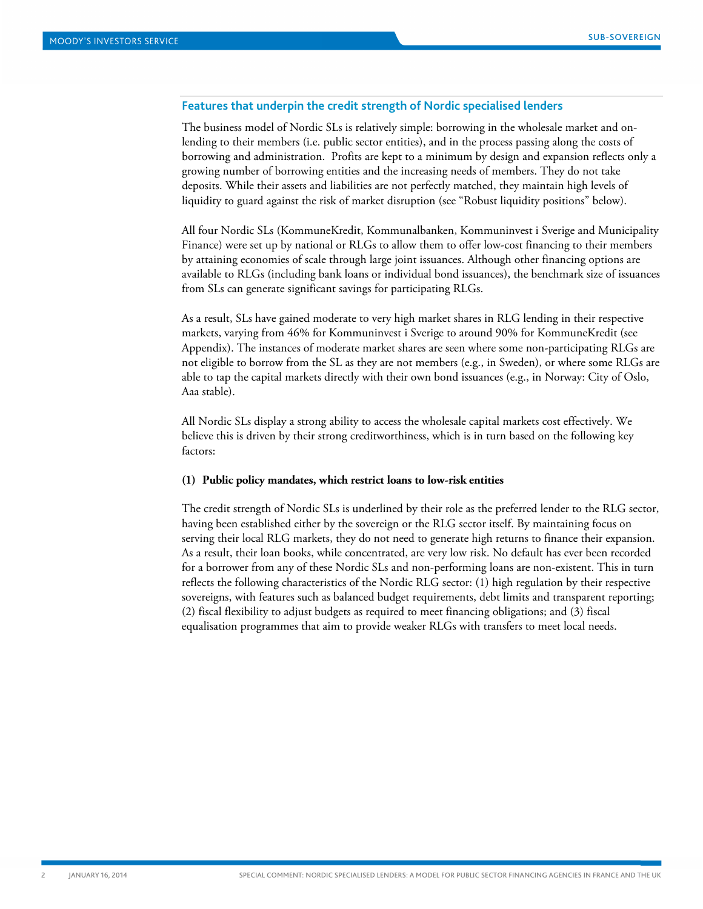## Features that underpin the credit strength of Nordic specialised lenders

The business model of Nordic SLs is relatively simple: borrowing in the wholesale market and on-lending to their members (i.e. public sector entities), and in the process passing along the costs of borrowing and administration. Profits are kept to a minimum by design and expansion reflects only a growing number of borrowing entities and the increasing needs of members. They do not take deposits. While their assets and liabilities are not perfectly matched, they maintain high levels of liquidity to guard against the risk of market disruption (see "Robust liquidity positions" below).

All four Nordic SLs (KommuneKredit, Kommunalbanken, Kommuninvest i Sverige and Municipality Finance) were set up by national or RLGs to allow them to offer low-cost financing to their members by attaining economies of scale through large joint issuances. Although other financing options are available to RLGs (including bank loans or individual bond issuances), the benchmark size of issuances from SLs can generate significant savings for participating RLGs.

As a result, SLs have gained moderate to very high market shares in RLG lending in their respective markets, varying from 46% for Kommuninvest i Sverige to around 90% for KommuneKredit (see Appendix). The instances of moderate market shares are seen where some non-participating RLGs are not eligible to borrow from the SL as they are not members (e.g., in Sweden), or where some RLGs are able to tap the capital markets directly with their own bond issuances (e.g., in Norway: City of Oslo, Aaa stable).

All Nordic SLs display a strong ability to access the wholesale capital markets cost effectively. We believe this is driven by their strong creditworthiness, which is in turn based on the following key factors:

**(1) Public policy mandates, which restrict loans to low-risk entities**

The credit strength of Nordic SLs is underlined by their role as the preferred lender to the RLG sector, having been established either by the sovereign or the RLG sector itself. By maintaining focus on serving their local RLG markets, they do not need to generate high returns to finance their expansion. As a result, their loan books, while concentrated, are very low risk. No default has ever been recorded for a borrower from any of these Nordic SLs and non-performing loans are non-existent. This in turn reflects the following characteristics of the Nordic RLG sector: (1) high regulation by their respective sovereigns, with features such as balanced budget requirements, debt limits and transparent reporting; (2) fiscal flexibility to adjust budgets as required to meet financing obligations; and (3) fiscal equalisation programmes that aim to provide weaker RLGs with transfers to meet local needs.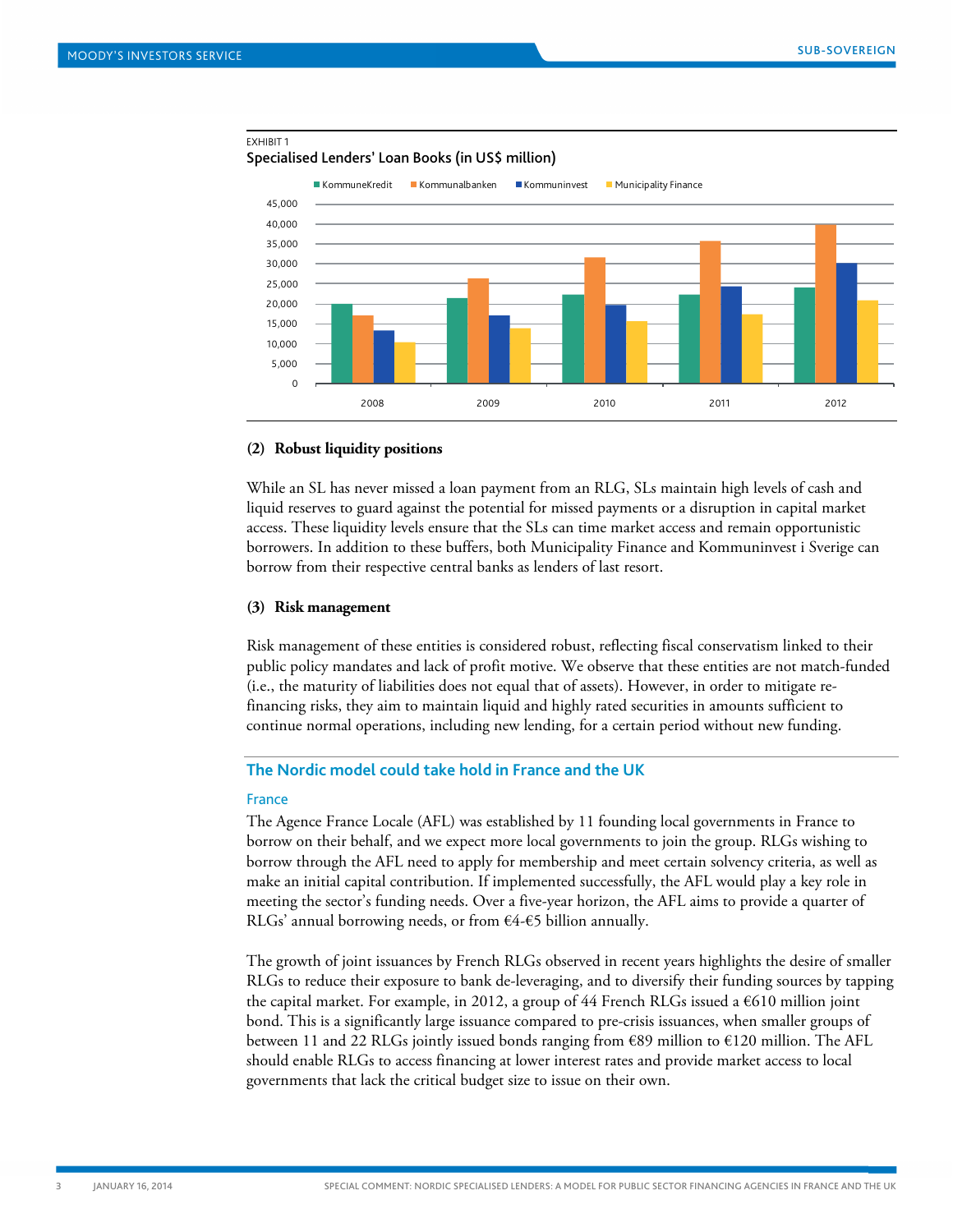EXHIBIT 1

**Specialised Lenders' Loan Books (in US$ million)**

(2) **Robust liquidity positions**

While an SL has never missed a loan payment from an RLG, SLs maintain high levels of cash and liquid reserves to guard against the potential for missed payments or a disruption in capital market access. These liquidity levels ensure that the SLs can time market access and remain opportunistic borrowers. In addition to these buffers, both Municipality Finance and Kommuninvest i Sverige can borrow from their respective central banks as lenders of last resort.

(3) **Risk management**

Risk management of these entities is considered robust, reflecting fiscal conservatism linked to their public policy mandates and lack of profit motive. We observe that these entities are not match-funded (i.e., the maturity of liabilities does not equal that of assets). However, in order to mitigate re-financing risks, they aim to maintain liquid and highly rated securities in amounts sufficient to continue normal operations, including new lending, for a certain period without new funding.

## The Nordic model could take hold in France and the UK

### France

The Agence France Locale (AFL) was established by 11 founding local governments in France to borrow on their behalf, and we expect more local governments to join the group. RLGs wishing to borrow through the AFL need to apply for membership and meet certain solvency criteria, as well as make an initial capital contribution. If implemented successfully, the AFL would play a key role in meeting the sector's funding needs. Over a five-year horizon, the AFL aims to provide a quarter of RLGs' annual borrowing needs, or from €4-€5 billion annually.

The growth of joint issuances by French RLGs observed in recent years highlights the desire of smaller RLGs to reduce their exposure to bank de-leveraging, and to diversify their funding sources by tapping the capital market. For example, in 2012, a group of 44 French RLGs issued a €610 million joint bond. This is a significantly large issuance compared to pre-crisis issuances, when smaller groups of between 11 and 22 RLGs jointly issued bonds ranging from €89 million to €120 million. The AFL should enable RLGs to access financing at lower interest rates and provide market access to local governments that lack the critical budget size to issue on their own.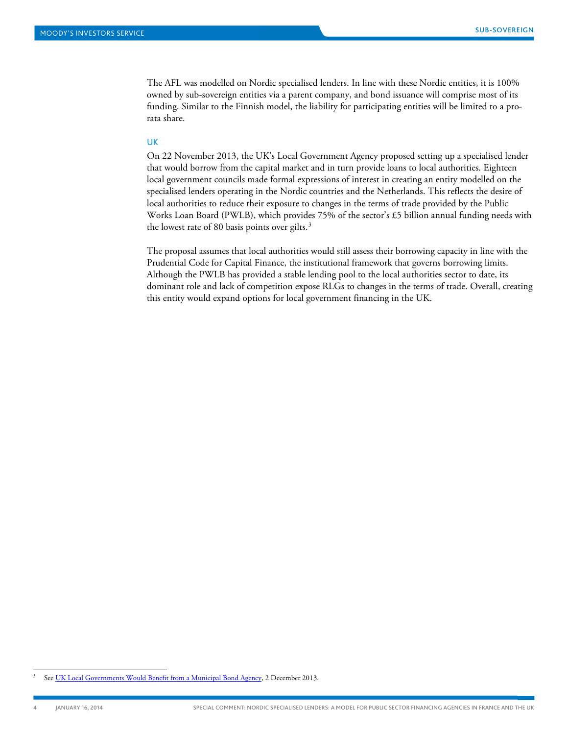The AFL was modelled on Nordic specialised lenders. In line with these Nordic entities, it is 100% owned by sub-sovereign entities via a parent company, and bond issuance will comprise most of its funding. Similar to the Finnish model, the liability for participating entities will be limited to a pro-rata share.

### UK

On 22 November 2013, the UK's Local Government Agency proposed setting up a specialised lender that would borrow from the capital market and in turn provide loans to local authorities. Eighteen local government councils made formal expressions of interest in creating an entity modelled on the specialised lenders operating in the Nordic countries and the Netherlands. This reflects the desire of local authorities to reduce their exposure to changes in the terms of trade provided by the Public Works Loan Board (PWLB), which provides 75% of the sector's £5 billion annual funding needs with the lowest rate of 80 basis points over gilts.[3]

The proposal assumes that local authorities would still assess their borrowing capacity in line with the Prudential Code for Capital Finance, the institutional framework that governs borrowing limits. Although the PWLB has provided a stable lending pool to the local authorities sector to date, its dominant role and lack of competition expose RLGs to changes in the terms of trade. Overall, creating this entity would expand options for local government financing in the UK.

---

[3] See UK Local Governments Would Benefit from a Municipal Bond Agency, 2 December 2013.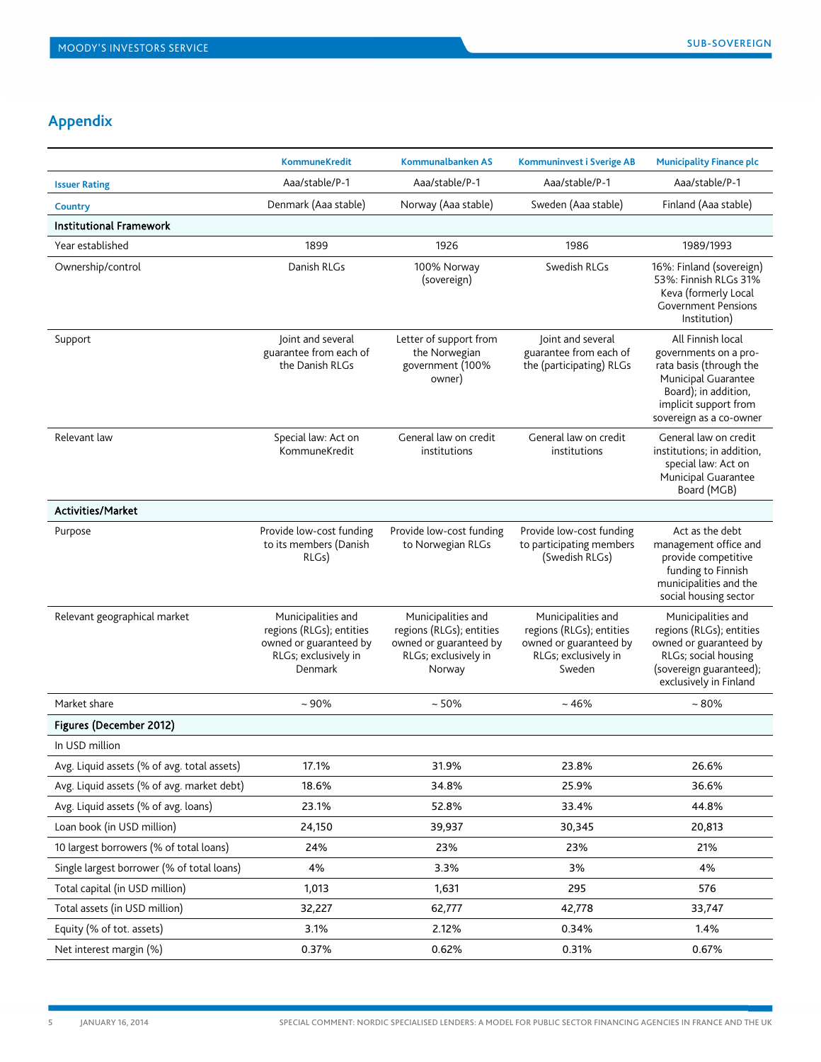## Appendix

| | KommuneKredit | Kommunalbanken AS | Kommuninvest i Sverige AB | Municipality Finance plc |
|---|---|---|---|---|
| **Issuer Rating** | Aaa/stable/P-1 | Aaa/stable/P-1 | Aaa/stable/P-1 | Aaa/stable/P-1 |
| **Country** | Denmark (Aaa stable) | Norway (Aaa stable) | Sweden (Aaa stable) | Finland (Aaa stable) |
| **Institutional Framework** | | | | |
| Year established | 1899 | 1926 | 1986 | 1989/1993 |
| Ownership/control | Danish RLGs | 100% Norway (sovereign) | Swedish RLGs | 16%: Finland (sovereign) 53%: Finnish RLGs 31% Keva (formerly Local Government Pensions Institution) |
| Support | Joint and several guarantee from each of the Danish RLGs | Letter of support from the Norwegian government (100% owner) | Joint and several guarantee from each of the (participating) RLGs | All Finnish local governments on a pro-rata basis (through the Municipal Guarantee Board); in addition, implicit support from sovereign as a co-owner |
| Relevant law | Special law: Act on KommuneKredit | General law on credit institutions | General law on credit institutions | General law on credit institutions; in addition, special law: Act on Municipal Guarantee Board (MGB) |
| **Activities/Market** | | | | |
| Purpose | Provide low-cost funding to its members (Danish RLGs) | Provide low-cost funding to Norwegian RLGs | Provide low-cost funding to participating members (Swedish RLGs) | Act as the debt management office and provide competitive funding to Finnish municipalities and the social housing sector |
| Relevant geographical market | Municipalities and regions (RLGs); entities owned or guaranteed by RLGs; exclusively in Denmark | Municipalities and regions (RLGs); entities owned or guaranteed by RLGs; exclusively in Norway | Municipalities and regions (RLGs); entities owned or guaranteed by RLGs; exclusively in Sweden | Municipalities and regions (RLGs); entities owned or guaranteed by RLGs; social housing (sovereign guaranteed); exclusively in Finland |
| Market share | ~ 90% | ~ 50% | ~ 46% | ~ 80% |
| **Figures (December 2012)** | | | | |
| In USD million | | | | |
| Avg. Liquid assets (% of avg. total assets) | 17.1% | 31.9% | 23.8% | 26.6% |
| Avg. Liquid assets (% of avg. market debt) | 18.6% | 34.8% | 25.9% | 36.6% |
| Avg. Liquid assets (% of avg. loans) | 23.1% | 52.8% | 33.4% | 44.8% |
| Loan book (in USD million) | 24,150 | 39,937 | 30,345 | 20,813 |
| 10 largest borrowers (% of total loans) | 24% | 23% | 23% | 21% |
| Single largest borrower (% of total loans) | 4% | 3.3% | 3% | 4% |
| Total capital (in USD million) | 1,013 | 1,631 | 295 | 576 |
| Total assets (in USD million) | 32,227 | 62,777 | 42,778 | 33,747 |
| Equity (% of tot. assets) | 3.1% | 2.12% | 0.34% | 1.4% |
| Net interest margin (%) | 0.37% | 0.62% | 0.31% | 0.67% |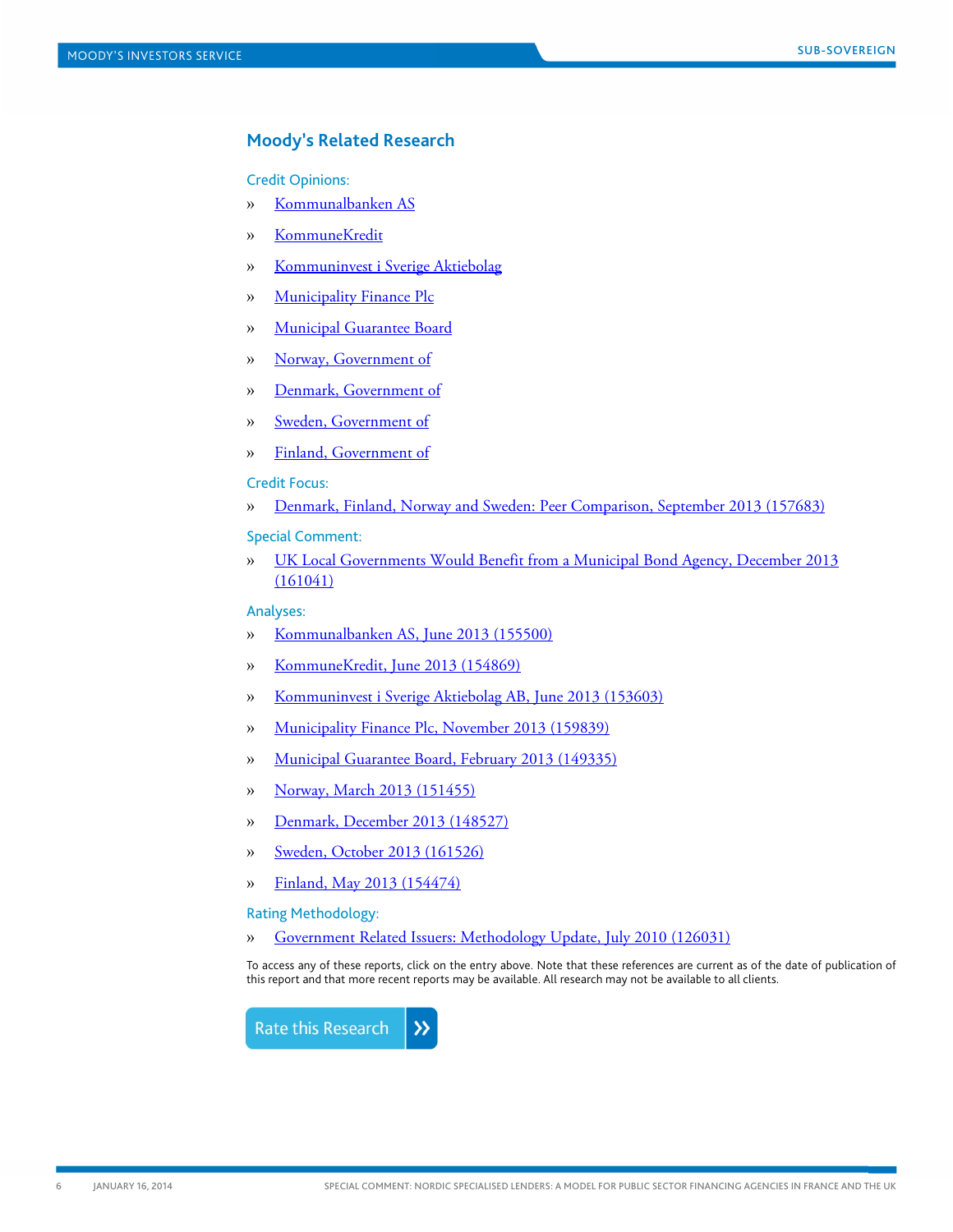## Moody's Related Research

Credit Opinions:

- » Kommunalbanken AS
- » KommuneKredit
- » Kommuninvest i Sverige Aktiebolag
- » Municipality Finance Plc
- » Municipal Guarantee Board
- » Norway, Government of
- » Denmark, Government of
- » Sweden, Government of
- » Finland, Government of

Credit Focus:

- » Denmark, Finland, Norway and Sweden: Peer Comparison, September 2013 (157683)

Special Comment:

- » UK Local Governments Would Benefit from a Municipal Bond Agency, December 2013 (161041)

Analyses:

- » Kommunalbanken AS, June 2013 (155500)
- » KommuneKredit, June 2013 (154869)
- » Kommuninvest i Sverige Aktiebolag AB, June 2013 (153603)
- » Municipality Finance Plc, November 2013 (159839)
- » Municipal Guarantee Board, February 2013 (149335)
- » Norway, March 2013 (151455)
- » Denmark, December 2013 (148527)
- » Sweden, October 2013 (161526)
- » Finland, May 2013 (154474)

Rating Methodology:

- » Government Related Issuers: Methodology Update, July 2010 (126031)

To access any of these reports, click on the entry above. Note that these references are current as of the date of publication of this report and that more recent reports may be available. All research may not be available to all clients.

Rate this Research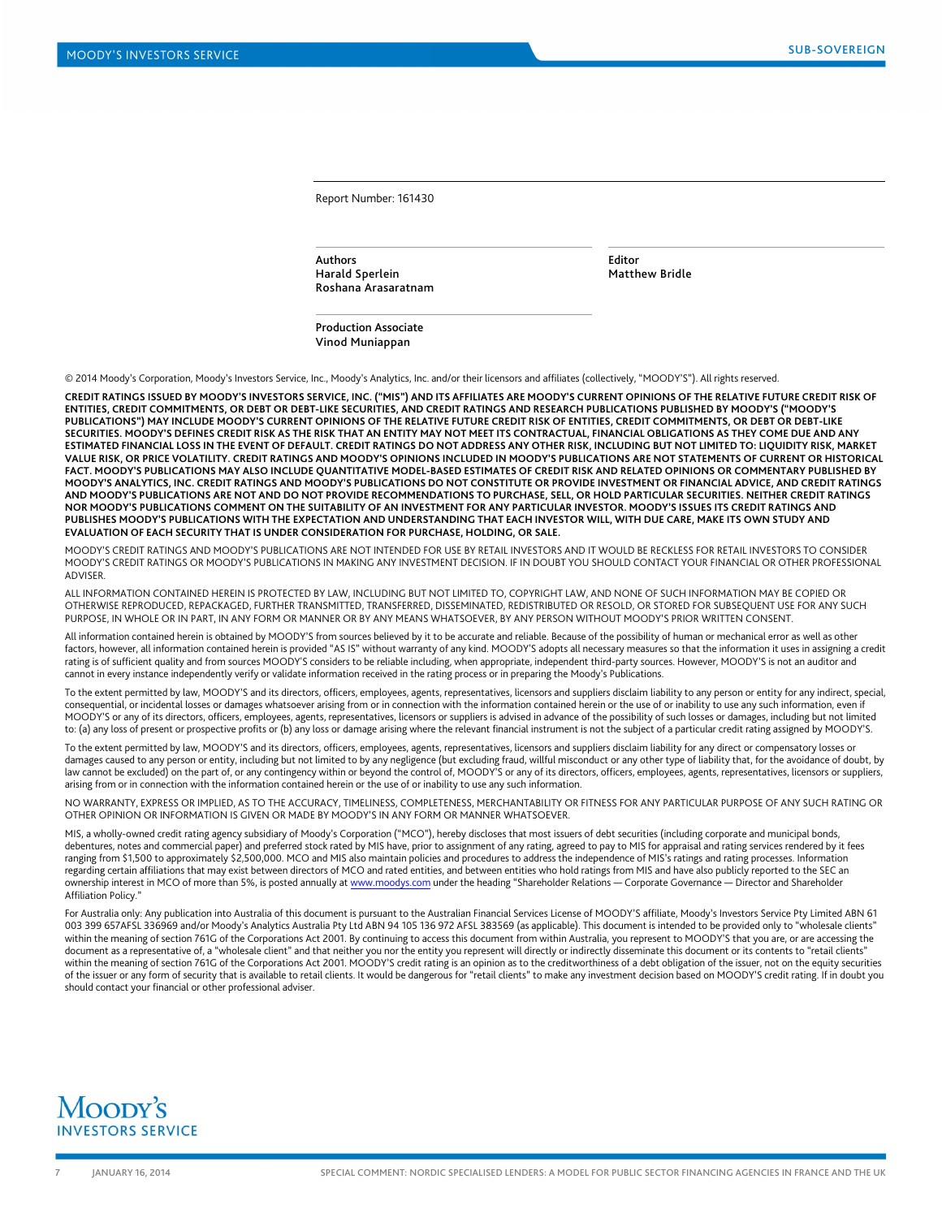Report Number: 161430

| Authors | Editor |
| --- | --- |
| Harald Sperlein | Matthew Bridle |
| Roshana Arasaratnam | |

Production Associate
Vinod Muniappan

© 2014 Moody's Corporation, Moody's Investors Service, Inc., Moody's Analytics, Inc. and/or their licensors and affiliates (collectively, "MOODY'S"). All rights reserved.

**CREDIT RATINGS ISSUED BY MOODY'S INVESTORS SERVICE, INC. ("MIS") AND ITS AFFILIATES ARE MOODY'S CURRENT OPINIONS OF THE RELATIVE FUTURE CREDIT RISK OF ENTITIES, CREDIT COMMITMENTS, OR DEBT OR DEBT-LIKE SECURITIES, AND CREDIT RATINGS AND RESEARCH PUBLICATIONS PUBLISHED BY MOODY'S ("MOODY'S PUBLICATIONS") MAY INCLUDE MOODY'S CURRENT OPINIONS OF THE RELATIVE FUTURE CREDIT RISK OF ENTITIES, CREDIT COMMITMENTS, OR DEBT OR DEBT-LIKE SECURITIES. MOODY'S DEFINES CREDIT RISK AS THE RISK THAT AN ENTITY MAY NOT MEET ITS CONTRACTUAL, FINANCIAL OBLIGATIONS AS THEY COME DUE AND ANY ESTIMATED FINANCIAL LOSS IN THE EVENT OF DEFAULT. CREDIT RATINGS DO NOT ADDRESS ANY OTHER RISK, INCLUDING BUT NOT LIMITED TO: LIQUIDITY RISK, MARKET VALUE RISK, OR PRICE VOLATILITY. CREDIT RATINGS AND MOODY'S OPINIONS INCLUDED IN MOODY'S PUBLICATIONS ARE NOT STATEMENTS OF CURRENT OR HISTORICAL FACT. MOODY'S PUBLICATIONS MAY ALSO INCLUDE QUANTITATIVE MODEL-BASED ESTIMATES OF CREDIT RISK AND RELATED OPINIONS OR COMMENTARY PUBLISHED BY MOODY'S ANALYTICS, INC. CREDIT RATINGS AND MOODY'S PUBLICATIONS DO NOT CONSTITUTE OR PROVIDE INVESTMENT OR FINANCIAL ADVICE, AND CREDIT RATINGS AND MOODY'S PUBLICATIONS ARE NOT AND DO NOT PROVIDE RECOMMENDATIONS TO PURCHASE, SELL, OR HOLD PARTICULAR SECURITIES. NEITHER CREDIT RATINGS NOR MOODY'S PUBLICATIONS COMMENT ON THE SUITABILITY OF AN INVESTMENT FOR ANY PARTICULAR INVESTOR. MOODY'S ISSUES ITS CREDIT RATINGS AND PUBLISHES MOODY'S PUBLICATIONS WITH THE EXPECTATION AND UNDERSTANDING THAT EACH INVESTOR WILL, WITH DUE CARE, MAKE ITS OWN STUDY AND EVALUATION OF EACH SECURITY THAT IS UNDER CONSIDERATION FOR PURCHASE, HOLDING, OR SALE.**

MOODY'S CREDIT RATINGS AND MOODY'S PUBLICATIONS ARE NOT INTENDED FOR USE BY RETAIL INVESTORS AND IT WOULD BE RECKLESS FOR RETAIL INVESTORS TO CONSIDER MOODY'S CREDIT RATINGS OR MOODY'S PUBLICATIONS IN MAKING ANY INVESTMENT DECISION. IF IN DOUBT YOU SHOULD CONTACT YOUR FINANCIAL OR OTHER PROFESSIONAL ADVISER.

ALL INFORMATION CONTAINED HEREIN IS PROTECTED BY LAW, INCLUDING BUT NOT LIMITED TO, COPYRIGHT LAW, AND NONE OF SUCH INFORMATION MAY BE COPIED OR OTHERWISE REPRODUCED, REPACKAGED, FURTHER TRANSMITTED, TRANSFERRED, DISSEMINATED, REDISTRIBUTED OR RESOLD, OR STORED FOR SUBSEQUENT USE FOR ANY SUCH PURPOSE, IN WHOLE OR IN PART, IN ANY FORM OR MANNER OR BY ANY MEANS WHATSOEVER, BY ANY PERSON WITHOUT MOODY'S PRIOR WRITTEN CONSENT.

All information contained herein is obtained by MOODY'S from sources believed by it to be accurate and reliable. Because of the possibility of human or mechanical error as well as other factors, however, all information contained herein is provided "AS IS" without warranty of any kind. MOODY'S adopts all necessary measures so that the information it uses in assigning a credit rating is of sufficient quality and from sources MOODY'S considers to be reliable including, when appropriate, independent third-party sources. However, MOODY'S is not an auditor and cannot in every instance independently verify or validate information received in the rating process or in preparing the Moody's Publications.

To the extent permitted by law, MOODY'S and its directors, officers, employees, agents, representatives, licensors and suppliers disclaim liability to any person or entity for any indirect, special, consequential, or incidental losses or damages whatsoever arising from or in connection with the information contained herein or the use of or inability to use any such information, even if MOODY'S or any of its directors, officers, employees, agents, representatives, licensors or suppliers is advised in advance of the possibility of such losses or damages, including but not limited to: (a) any loss of present or prospective profits or (b) any loss or damage arising where the relevant financial instrument is not the subject of a particular credit rating assigned by MOODY'S.

To the extent permitted by law, MOODY'S and its directors, officers, employees, agents, representatives, licensors and suppliers disclaim liability for any direct or compensatory losses or damages caused to any person or entity, including but not limited to by any negligence (but excluding fraud, willful misconduct or any other type of liability that, for the avoidance of doubt, by law cannot be excluded) on the part of, or any contingency within or beyond the control of, MOODY'S or any of its directors, officers, employees, agents, representatives, licensors or suppliers, arising from or in connection with the information contained herein or the use of or inability to use any such information.

NO WARRANTY, EXPRESS OR IMPLIED, AS TO THE ACCURACY, TIMELINESS, COMPLETENESS, MERCHANTABILITY OR FITNESS FOR ANY PARTICULAR PURPOSE OF ANY SUCH RATING OR OTHER OPINION OR INFORMATION IS GIVEN OR MADE BY MOODY'S IN ANY FORM OR MANNER WHATSOEVER.

MIS, a wholly-owned credit rating agency subsidiary of Moody's Corporation ("MCO"), hereby discloses that most issuers of debt securities (including corporate and municipal bonds, debentures, notes and commercial paper) and preferred stock rated by MIS have, prior to assignment of any rating, agreed to pay to MIS for appraisal and rating services rendered by it fees ranging from $1,500 to approximately $2,500,000. MCO and MIS also maintain policies and procedures to address the independence of MIS's ratings and rating processes. Information regarding certain affiliations that may exist between directors of MCO and rated entities, and between entities who hold ratings from MIS and have also publicly reported to the SEC an ownership interest in MCO of more than 5%, is posted annually at www.moodys.com under the heading "Shareholder Relations — Corporate Governance — Director and Shareholder Affiliation Policy."

For Australia only: Any publication into Australia of this document is pursuant to the Australian Financial Services License of MOODY'S affiliate, Moody's Investors Service Pty Limited ABN 61 003 399 657AFSL 336969 and/or Moody's Analytics Australia Pty Ltd ABN 94 105 136 972 AFSL 383569 (as applicable). This document is intended to be provided only to "wholesale clients" within the meaning of section 761G of the Corporations Act 2001. By continuing to access this document from within Australia, you represent to MOODY'S that you are, or are accessing the document as a representative of, a "wholesale client" and that neither you nor the entity you represent will directly or indirectly disseminate this document or its contents to "retail clients" within the meaning of section 761G of the Corporations Act 2001. MOODY'S credit rating is an opinion as to the creditworthiness of a debt obligation of the issuer, not on the equity securities of the issuer or any form of security that is available to retail clients. It would be dangerous for "retail clients" to make any investment decision based on MOODY'S credit rating. If in doubt you should contact your financial or other professional adviser.

Moody's
INVESTORS SERVICE